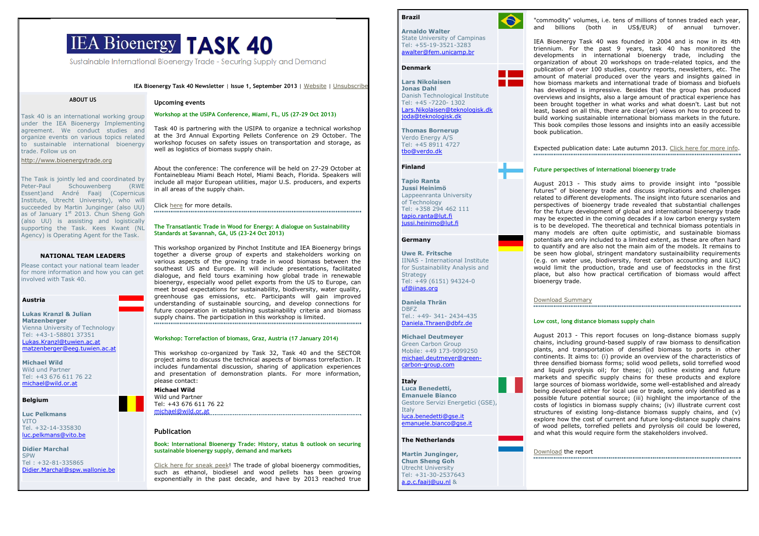# IEA Bioenergy TASK 40

Sustainable International Bioenergy Trade - Securing Supply and Demand

**IEA Bioenergy Task 40 Newsletter** | **Issue 1, September 2013** | Website | Unsubscribe

## ABOUT US

Task 40 is an international working group under the IEA Bioenergy Implementing agreement. We conduct studies and organize events on various topics related to sustainable international bioenergy trade. Follow us on

http://www.bioenergytrade.org

The Task is jointly led and coordinated by Peter-Paul Schouwenberg (RWE Essent)and André Faaij (Copernicus Institute, Utrecht University), who will succeeded by Martin Junginger (also UU) as of January 1st 2013. Chun Sheng Goh (also UU) is assisting and logistically supporting the Task. Kees Kwant (NL Agency) is Operating Agent for the Task.

## NATIONAL TEAM LEADERS

Please contact your national team leader for more information and how you can get involved with Task 40.

**Austria**

**Lukas Kranzl & Julian Matzenberger**
Vienna University of Technology
Tel: +43-1-58801 37351
Lukas.Kranzl@tuwien.ac.at
matzenberger@eeg.tuwien.ac.at

**Michael Wild**
Wild und Partner
Tel: +43 676 611 76 22
michael@wild.or.at

**Belgium**

**Luc Pelkmans**
VITO
Tel. +32-14-335830
luc.pelkmans@vito.be

**Didier Marchal**
SPW
Tel : +32-81-335865
Didier.Marchal@spw.wallonie.be

## Upcoming events

**Workshop at the USIPA Conference, Miami, FL, US (27-29 Oct 2013)**

Task 40 is partnering with the USIPA to organize a technical workshop at the 3rd Annual Exporting Pellets Conference on 29 October. The workshop focuses on safety issues on transportation and storage, as well as logistics of biomass supply chain.

About the conference: The conference will be held on 27-29 October at Fontainebleau Miami Beach Hotel, Miami Beach, Florida. Speakers will include all major European utilities, major U.S. producers, and experts in all areas of the supply chain.

Click here for more details.

**The Transatlantic Trade in Wood for Energy: A dialogue on Sustainability Standards at Savannah, GA, US (23-24 Oct 2013)**

This workshop organized by Pinchot Institute and IEA Bioenergy brings together a diverse group of experts and stakeholders working on various aspects of the growing trade in wood biomass between the southeast US and Europe. It will include presentations, facilitated dialogue, and field tours examining how global trade in renewable bioenergy, especially wood pellet exports from the US to Europe, can meet broad expectations for sustainability, biodiversity, water quality, greenhouse gas emissions, etc. Participants will gain improved understanding of sustainable sourcing, and develop connections for future cooperation in establishing sustainability criteria and biomass supply chains. The participation in this workshop is limited.

**Workshop: Torrefaction of biomass, Graz, Austria (17 January 2014)**

This workshop co-organized by Task 32, Task 40 and the SECTOR project aims to discuss the technical aspects of biomass torrefaction. It includes fundamental discussion, sharing of application experiences and presentation of demonstration plants. For more information, please contact:

**Michael Wild**
Wild und Partner
Tel: +43 676 611 76 22
michael@wild.or.at

## Publication

**Book: International Bioenergy Trade: History, status & outlook on securing sustainable bioenergy supply, demand and markets**

Click here for sneak peek! The trade of global bioenergy commodities, such as ethanol, biodiesel and wood pellets has been growing exponentially in the past decade, and have by 2013 reached true "commodity" volumes, i.e. tens of millions of tonnes traded each year, and billions (both in US$/EUR) of annual turnover.

IEA Bioenergy Task 40 was founded in 2004 and is now in its 4th triennium. For the past 9 years, task 40 has monitored the developments in international bioenergy trade, including the organization of about 20 workshops on trade-related topics, and the publication of over 100 studies, country reports, newsletters, etc. The amount of material produced over the years and insights gained in how biomass markets and international trade of biomass and biofuels has developed is impressive. Besides that the group has produced overviews and insights, also a large amount of practical experience has been brought together in what works and what doesn't. Last but not least, based on all this, there are clear(er) views on how to proceed to build working sustainable international biomass markets in the future. This book compiles those lessons and insights into an easily accessible book publication.

Expected publication date: Late autumn 2013. Click here for more info.

**Brazil**

**Arnaldo Walter**
State University of Campinas
Tel: +55-19-3521-3283
awalter@fem.unicamp.br

**Denmark**

**Lars Nikolaisen**
**Jonas Dahl**
Danish Technological Institute
Tel: +45 -7220- 1302
Lars.Nikolaisen@teknologisk.dk
joda@teknologisk.dk

**Thomas Bornerup**
Verdo Energy A/S
Tel: +45 8911 4727
tbo@verdo.dk

**Finland**

**Tapio Ranta**
**Jussi Heinimö**
Lappeenranta University of Technology
Tel: +358 294 462 111
tapio.ranta@lut.fi
jussi.heinimo@lut.fi

**Germany**

**Uwe R. Fritsche**
IINAS - International Institute for Sustainability Analysis and Strategy
Tel: +49 (6151) 94324-0
uf@iinas.org

**Daniela Thrän**
DBFZ
Tel.: +49- 341- 2434-435
Daniela.Thraen@dbfz.de

**Michael Deutmeyer**
Green Carbon Group
Mobile: +49 173-9099250
michael.deutmeyer@green-carbon-group.com

**Italy**

**Luca Benedetti,**
**Emanuele Bianco**
Gestore Servizi Energetici (GSE), Italy
luca.benedetti@gse.it
emanuele.bianco@gse.it

**The Netherlands**

**Martin Junginger,**
**Chun Sheng Goh**
Utrecht University
Tel: +31-30-2537643
a.p.c.faaij@uu.nl &

**Future perspectives of international bioenergy trade**

August 2013 - This study aims to provide insight into "possible futures" of bioenergy trade and discuss implications and challenges related to different developments. The insight into future scenarios and perspectives of bioenergy trade revealed that substantial challenges for the future development of global and international bioenergy trade may be expected in the coming decades if a low carbon energy system is to be developed. The theoretical and technical biomass potentials in many models are often quite optimistic, and sustainable biomass potentials are only included to a limited extent, as these are often hard to quantify and are also not the main aim of the models. It remains to be seen how global, stringent mandatory sustainability requirements (e.g. on water use, biodiversity, forest carbon accounting and iLUC) would limit the production, trade and use of feedstocks in the first place, but also how practical certification of biomass would affect bioenergy trade.

Download Summary

**Low cost, long distance biomass supply chain**

August 2013 - This report focuses on long-distance biomass supply chains, including ground-based supply of raw biomass to densification plants, and transportation of densified biomass to ports in other continents. It aims to: (i) provide an overview of the characteristics of three densified biomass forms; solid wood pellets, solid torrefied wood and liquid pyrolysis oil; for these; (ii) outline existing and future markets and specific supply chains for these products and explore large sources of biomass worldwide, some well-established and already being developed either for local use or trade, some only identified as a possible future potential source; (iii) highlight the importance of the costs of logistics in biomass supply chains; (iv) illustrate current cost structures of existing long-distance biomass supply chains, and (v) explore how the cost of current and future long-distance supply chains of wood pellets, torrefied pellets and pyrolysis oil could be lowered, and what this would require form the stakeholders involved.

Download the report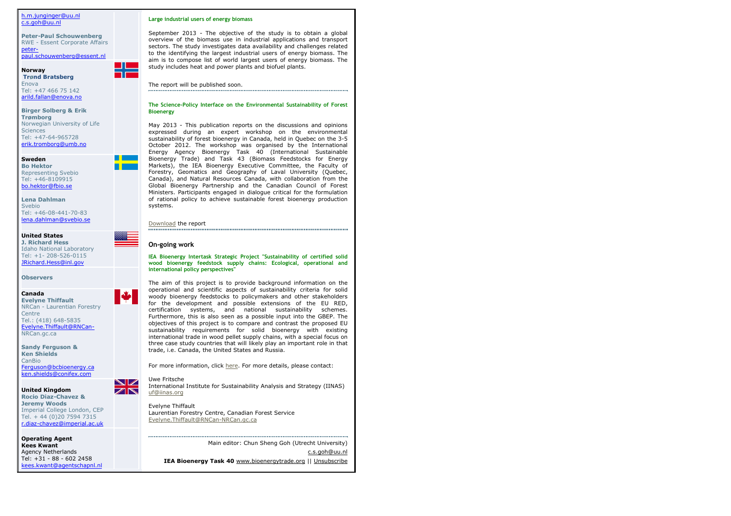h.m.junginger@uu.nl
c.s.goh@uu.nl

**Peter-Paul Schouwenberg**
RWE - Essent Corporate Affairs
peter-paul.schouwenberg@essent.nl

**Norway**
**Trønd Bratsberg**
Enova
Tel: +47 466 75 142
arild.fallan@enova.no

**Birger Solberg & Erik Trømborg**
Norwegian University of Life Sciences
Tel: +47-64-965728
erik.tromborg@umb.no

**Sweden**
**Bo Hektor**
Representing Svebio
Tel: +46-8109915
bo.hektor@fbio.se

**Lena Dahlman**
Svebio
Tel: +46-08-441-70-83
lena.dahlman@svebio.se

**United States**
**J. Richard Hess**
Idaho National Laboratory
Tel: +1- 208-526-0115
JRichard.Hess@inl.gov

**Observers**

**Canada**
**Evelyne Thiffault**
NRCan - Laurentian Forestry Centre
Tel.: (418) 648-5835
Evelyne.Thiffault@RNCan-NRCan.gc.ca

**Sandy Ferguson & Ken Shields**
CanBio
Ferguson@bcbioenergy.ca
ken.shields@conifex.com

**United Kingdom**
**Rocio Diaz-Chavez & Jeremy Woods**
Imperial College London, CEP
Tel. + 44 (0)20 7594 7315
r.diaz-chavez@imperial.ac.uk

**Operating Agent**
**Kees Kwant**
Agency Netherlands
Tel: +31 - 88 - 602 2458
kees.kwant@agentschapnl.nl

**Large industrial users of energy biomass**

September 2013 - The objective of the study is to obtain a global overview of the biomass use in industrial applications and transport sectors. The study investigates data availability and challenges related to the identifying the largest industrial users of energy biomass. The aim is to compose list of world largest users of energy biomass. The study includes heat and power plants and biofuel plants.

The report will be published soon.

**The Science-Policy Interface on the Environmental Sustainability of Forest Bioenergy**

May 2013 - This publication reports on the discussions and opinions expressed during an expert workshop on the environmental sustainability of forest bioenergy in Canada, held in Quebec on the 3-5 October 2012. The workshop was organised by the International Energy Agency Bioenergy Task 40 (International Sustainable Bioenergy Trade) and Task 43 (Biomass Feedstocks for Energy Markets), the IEA Bioenergy Executive Committee, the Faculty of Forestry, Geomatics and Geography of Laval University (Quebec, Canada), and Natural Resources Canada, with collaboration from the Global Bioenergy Partnership and the Canadian Council of Forest Ministers. Participants engaged in dialogue critical for the formulation of rational policy to achieve sustainable forest bioenergy production systems.

Download the report

## On-going work

**IEA Bioenergy Intertask Strategic Project "Sustainability of certified solid wood bioenergy feedstock supply chains: Ecological, operational and international policy perspectives"**

The aim of this project is to provide background information on the operational and scientific aspects of sustainability criteria for solid woody bioenergy feedstocks to policymakers and other stakeholders for the development and possible extensions of the EU RED, certification systems, and national sustainability schemes. Furthermore, this is also seen as a possible input into the GBEP. The objectives of this project is to compare and contrast the proposed EU sustainability requirements for solid bioenergy with existing international trade in wood pellet supply chains, with a special focus on three case study countries that will likely play an important role in that trade, i.e. Canada, the United States and Russia.

For more information, click here. For more details, please contact:

Uwe Fritsche
International Institute for Sustainability Analysis and Strategy (IINAS)
uf@iinas.org

Evelyne Thiffault
Laurentian Forestry Centre, Canadian Forest Service
Evelyne.Thiffault@RNCan-NRCan.gc.ca

Main editor: Chun Sheng Goh (Utrecht University)
c.s.goh@uu.nl

**IEA Bioenergy Task 40** www.bioenergytrade.org || Unsubscribe